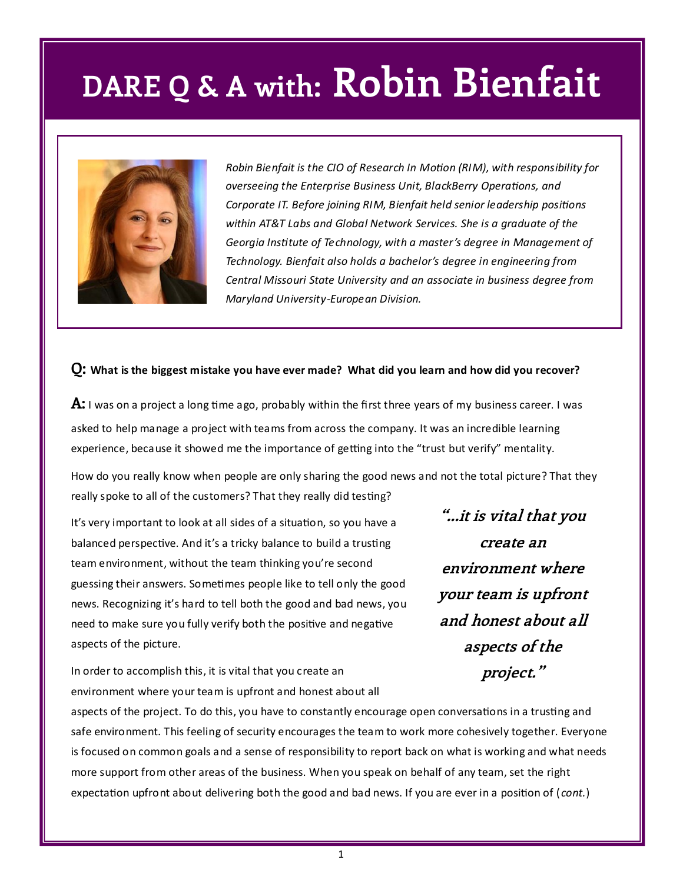# DARE Q & A with: Robin Bienfait

*Robin Bienfait is the CIO of Research In Motion (RIM), with responsibility for overseeing the Enterprise Business Unit, BlackBerry Operations, and Corporate IT. Before joining RIM, Bienfait held senior leadership positions within AT&T Labs and Global Network Services. She is a graduate of the Georgia Institute of Technology, with a master's degree in Management of Technology. Bienfait also holds a bachelor's degree in engineering from Central Missouri State University and an associate in business degree from Maryland University-European Division.*

**Q: What is the biggest mistake you have ever made? What did you learn and how did you recover?**

**A:** I was on a project a long time ago, probably within the first three years of my business career. I was asked to help manage a project with teams from across the company. It was an incredible learning experience, because it showed me the importance of getting into the "trust but verify" mentality.

How do you really know when people are only sharing the good news and not the total picture? That they really spoke to all of the customers? That they really did testing?

It's very important to look at all sides of a situation, so you have a balanced perspective. And it's a tricky balance to build a trusting team environment, without the team thinking you're second guessing their answers. Sometimes people like to tell only the good news. Recognizing it's hard to tell both the good and bad news, you need to make sure you fully verify both the positive and negative aspects of the picture.

> ***"...it is vital that you create an environment where your team is upfront and honest about all aspects of the project."***

In order to accomplish this, it is vital that you create an environment where your team is upfront and honest about all aspects of the project. To do this, you have to constantly encourage open conversations in a trusting and safe environment. This feeling of security encourages the team to work more cohesively together. Everyone is focused on common goals and a sense of responsibility to report back on what is working and what needs more support from other areas of the business. When you speak on behalf of any team, set the right expectation upfront about delivering both the good and bad news. If you are ever in a position of (*cont.*)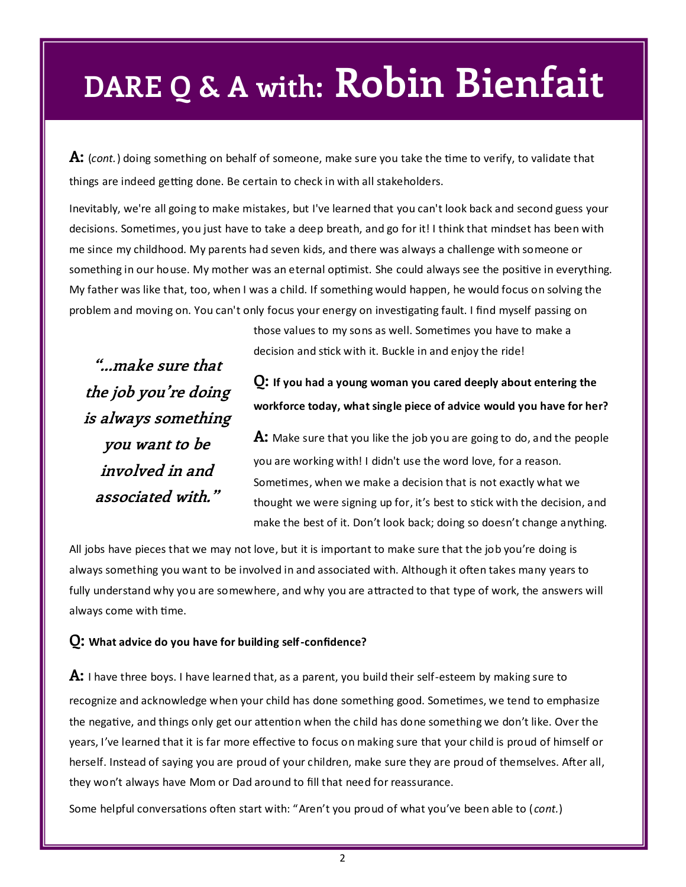# DARE Q & A with: Robin Bienfait

**A:** (*cont.*) doing something on behalf of someone, make sure you take the time to verify, to validate that things are indeed getting done. Be certain to check in with all stakeholders.

Inevitably, we're all going to make mistakes, but I've learned that you can't look back and second guess your decisions. Sometimes, you just have to take a deep breath, and go for it! I think that mindset has been with me since my childhood. My parents had seven kids, and there was always a challenge with someone or something in our house. My mother was an eternal optimist. She could always see the positive in everything. My father was like that, too, when I was a child. If something would happen, he would focus on solving the problem and moving on. You can't only focus your energy on investigating fault. I find myself passing on those values to my sons as well. Sometimes you have to make a decision and stick with it. Buckle in and enjoy the ride!

> ***"...make sure that the job you're doing is always something you want to be involved in and associated with."***

**Q: If you had a young woman you cared deeply about entering the workforce today, what single piece of advice would you have for her?**

**A:** Make sure that you like the job you are going to do, and the people you are working with! I didn't use the word love, for a reason. Sometimes, when we make a decision that is not exactly what we thought we were signing up for, it's best to stick with the decision, and make the best of it. Don't look back; doing so doesn't change anything.

All jobs have pieces that we may not love, but it is important to make sure that the job you're doing is always something you want to be involved in and associated with. Although it often takes many years to fully understand why you are somewhere, and why you are attracted to that type of work, the answers will always come with time.

**Q: What advice do you have for building self-confidence?**

**A:** I have three boys. I have learned that, as a parent, you build their self-esteem by making sure to recognize and acknowledge when your child has done something good. Sometimes, we tend to emphasize the negative, and things only get our attention when the child has done something we don't like. Over the years, I've learned that it is far more effective to focus on making sure that your child is proud of himself or herself. Instead of saying you are proud of your children, make sure they are proud of themselves. After all, they won't always have Mom or Dad around to fill that need for reassurance.

Some helpful conversations often start with: "Aren't you proud of what you've been able to (*cont.*)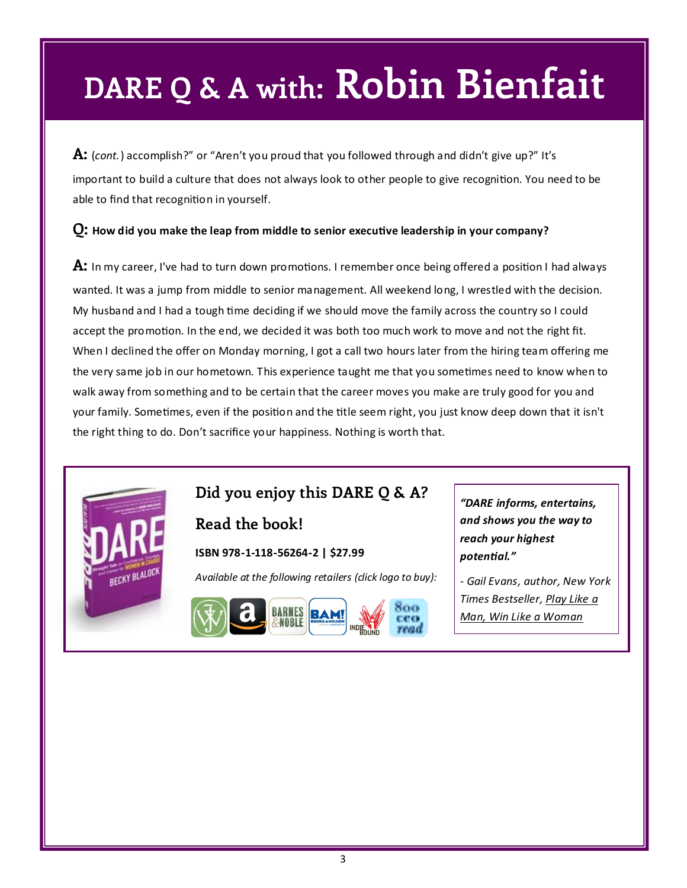# DARE Q & A with: Robin Bienfait

**A:** (*cont.*) accomplish?" or "Aren't you proud that you followed through and didn't give up?" It's important to build a culture that does not always look to other people to give recognition. You need to be able to find that recognition in yourself.

**Q: How did you make the leap from middle to senior executive leadership in your company?**

**A:** In my career, I've had to turn down promotions. I remember once being offered a position I had always wanted. It was a jump from middle to senior management. All weekend long, I wrestled with the decision. My husband and I had a tough time deciding if we should move the family across the country so I could accept the promotion. In the end, we decided it was both too much work to move and not the right fit. When I declined the offer on Monday morning, I got a call two hours later from the hiring team offering me the very same job in our hometown. This experience taught me that you sometimes need to know when to walk away from something and to be certain that the career moves you make are truly good for you and your family. Sometimes, even if the position and the title seem right, you just know deep down that it isn't the right thing to do. Don't sacrifice your happiness. Nothing is worth that.

## Did you enjoy this DARE Q & A?

## Read the book!

**ISBN 978-1-118-56264-2 | $27.99**

*Available at the following retailers (click logo to buy):*

***"DARE informs, entertains, and shows you the way to reach your highest potential."***

*- Gail Evans, author, New York Times Bestseller, Play Like a Man, Win Like a Woman*